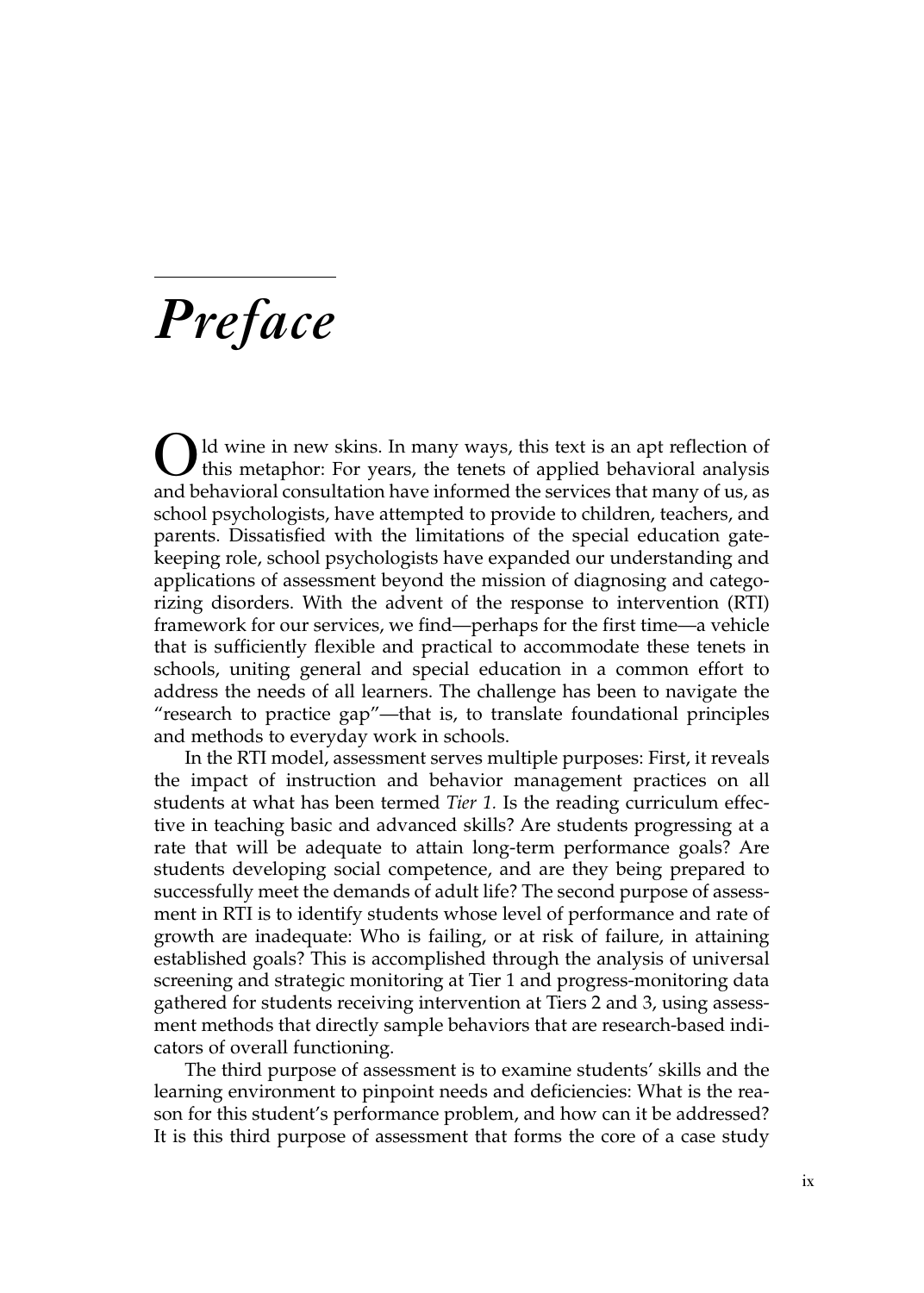# *Preface*

Old wine in new skins. In many ways, this text is an apt reflection of this metaphor: For years, the tenets of applied behavioral analysis and behavioral consultation have informed the services that many of us, as school psychologists, have attempted to provide to children, teachers, and parents. Dissatisfied with the limitations of the special education gatekeeping role, school psychologists have expanded our understanding and applications of assessment beyond the mission of diagnosing and categorizing disorders. With the advent of the response to intervention (RTI) framework for our services, we find—perhaps for the first time—a vehicle that is sufficiently flexible and practical to accommodate these tenets in schools, uniting general and special education in a common effort to address the needs of all learners. The challenge has been to navigate the "research to practice gap"—that is, to translate foundational principles and methods to everyday work in schools.

In the RTI model, assessment serves multiple purposes: First, it reveals the impact of instruction and behavior management practices on all students at what has been termed *Tier 1.* Is the reading curriculum effective in teaching basic and advanced skills? Are students progressing at a rate that will be adequate to attain long-term performance goals? Are students developing social competence, and are they being prepared to successfully meet the demands of adult life? The second purpose of assessment in RTI is to identify students whose level of performance and rate of growth are inadequate: Who is failing, or at risk of failure, in attaining established goals? This is accomplished through the analysis of universal screening and strategic monitoring at Tier 1 and progress-monitoring data gathered for students receiving intervention at Tiers 2 and 3, using assessment methods that directly sample behaviors that are research-based indicators of overall functioning.

The third purpose of assessment is to examine students' skills and the learning environment to pinpoint needs and deficiencies: What is the reason for this student's performance problem, and how can it be addressed? It is this third purpose of assessment that forms the core of a case study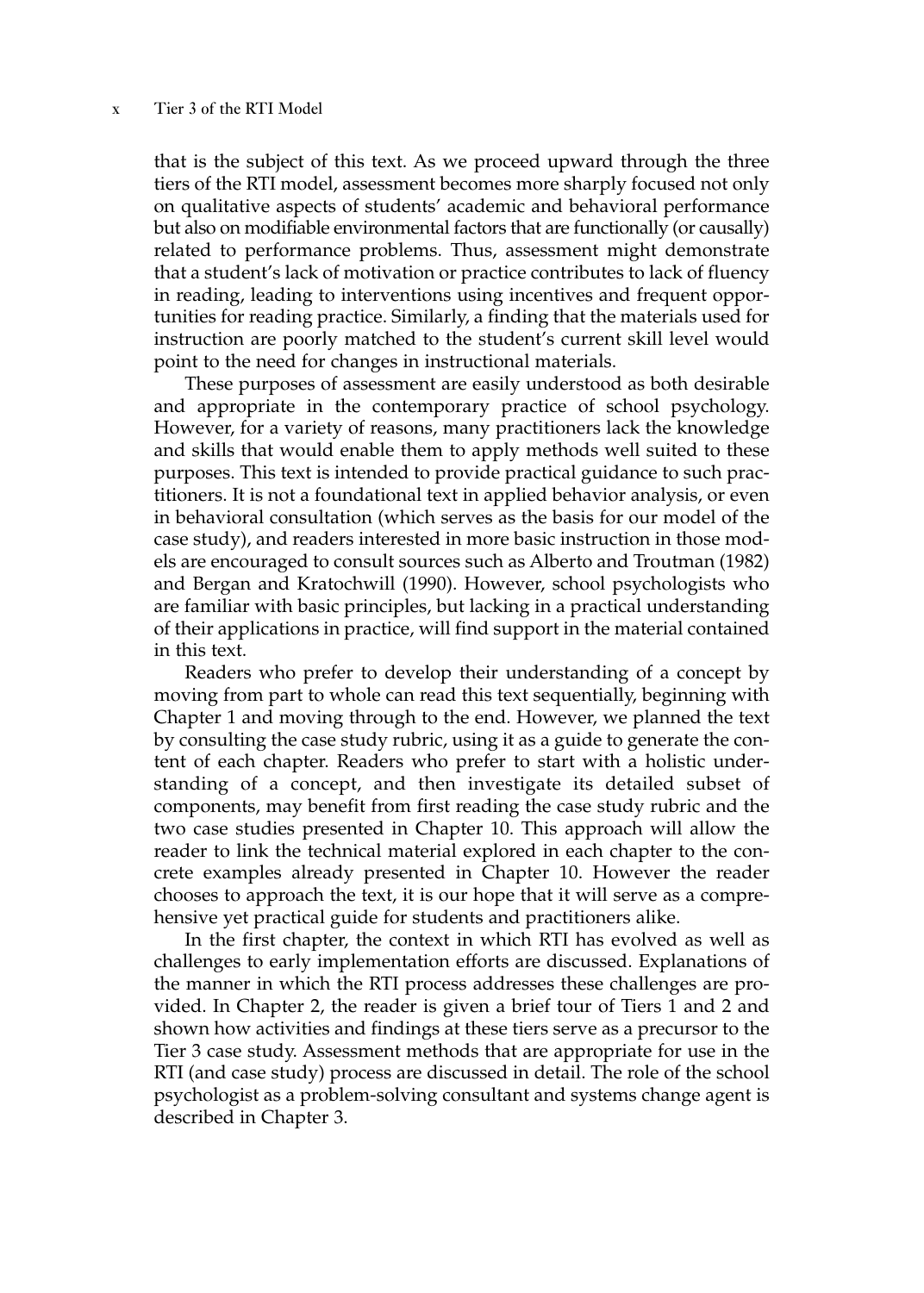that is the subject of this text. As we proceed upward through the three tiers of the RTI model, assessment becomes more sharply focused not only on qualitative aspects of students' academic and behavioral performance but also on modifiable environmental factors that are functionally (or causally) related to performance problems. Thus, assessment might demonstrate that a student's lack of motivation or practice contributes to lack of fluency in reading, leading to interventions using incentives and frequent opportunities for reading practice. Similarly, a finding that the materials used for instruction are poorly matched to the student's current skill level would point to the need for changes in instructional materials.

These purposes of assessment are easily understood as both desirable and appropriate in the contemporary practice of school psychology. However, for a variety of reasons, many practitioners lack the knowledge and skills that would enable them to apply methods well suited to these purposes. This text is intended to provide practical guidance to such practitioners. It is not a foundational text in applied behavior analysis, or even in behavioral consultation (which serves as the basis for our model of the case study), and readers interested in more basic instruction in those models are encouraged to consult sources such as Alberto and Troutman (1982) and Bergan and Kratochwill (1990). However, school psychologists who are familiar with basic principles, but lacking in a practical understanding of their applications in practice, will find support in the material contained in this text.

Readers who prefer to develop their understanding of a concept by moving from part to whole can read this text sequentially, beginning with Chapter 1 and moving through to the end. However, we planned the text by consulting the case study rubric, using it as a guide to generate the content of each chapter. Readers who prefer to start with a holistic understanding of a concept, and then investigate its detailed subset of components, may benefit from first reading the case study rubric and the two case studies presented in Chapter 10. This approach will allow the reader to link the technical material explored in each chapter to the concrete examples already presented in Chapter 10. However the reader chooses to approach the text, it is our hope that it will serve as a comprehensive yet practical guide for students and practitioners alike.

In the first chapter, the context in which RTI has evolved as well as challenges to early implementation efforts are discussed. Explanations of the manner in which the RTI process addresses these challenges are provided. In Chapter 2, the reader is given a brief tour of Tiers 1 and 2 and shown how activities and findings at these tiers serve as a precursor to the Tier 3 case study. Assessment methods that are appropriate for use in the RTI (and case study) process are discussed in detail. The role of the school psychologist as a problem-solving consultant and systems change agent is described in Chapter 3.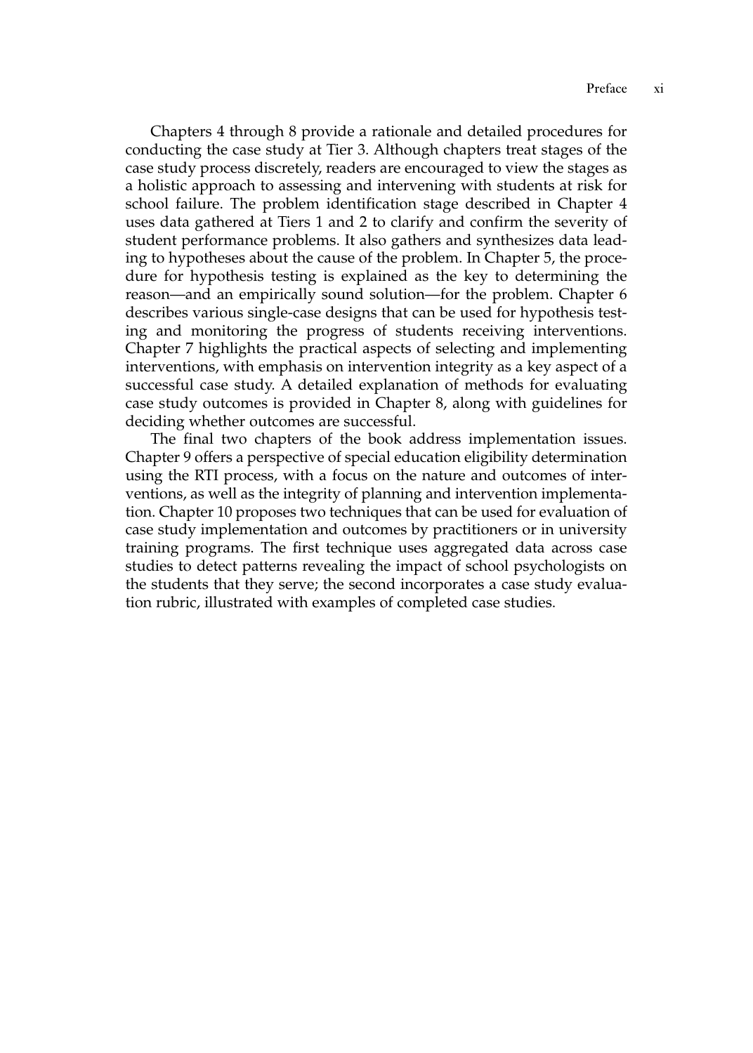Chapters 4 through 8 provide a rationale and detailed procedures for conducting the case study at Tier 3. Although chapters treat stages of the case study process discretely, readers are encouraged to view the stages as a holistic approach to assessing and intervening with students at risk for school failure. The problem identification stage described in Chapter 4 uses data gathered at Tiers 1 and 2 to clarify and confirm the severity of student performance problems. It also gathers and synthesizes data leading to hypotheses about the cause of the problem. In Chapter 5, the procedure for hypothesis testing is explained as the key to determining the reason—and an empirically sound solution—for the problem. Chapter 6 describes various single-case designs that can be used for hypothesis testing and monitoring the progress of students receiving interventions. Chapter 7 highlights the practical aspects of selecting and implementing interventions, with emphasis on intervention integrity as a key aspect of a successful case study. A detailed explanation of methods for evaluating case study outcomes is provided in Chapter 8, along with guidelines for deciding whether outcomes are successful.

The final two chapters of the book address implementation issues. Chapter 9 offers a perspective of special education eligibility determination using the RTI process, with a focus on the nature and outcomes of interventions, as well as the integrity of planning and intervention implementation. Chapter 10 proposes two techniques that can be used for evaluation of case study implementation and outcomes by practitioners or in university training programs. The first technique uses aggregated data across case studies to detect patterns revealing the impact of school psychologists on the students that they serve; the second incorporates a case study evaluation rubric, illustrated with examples of completed case studies.